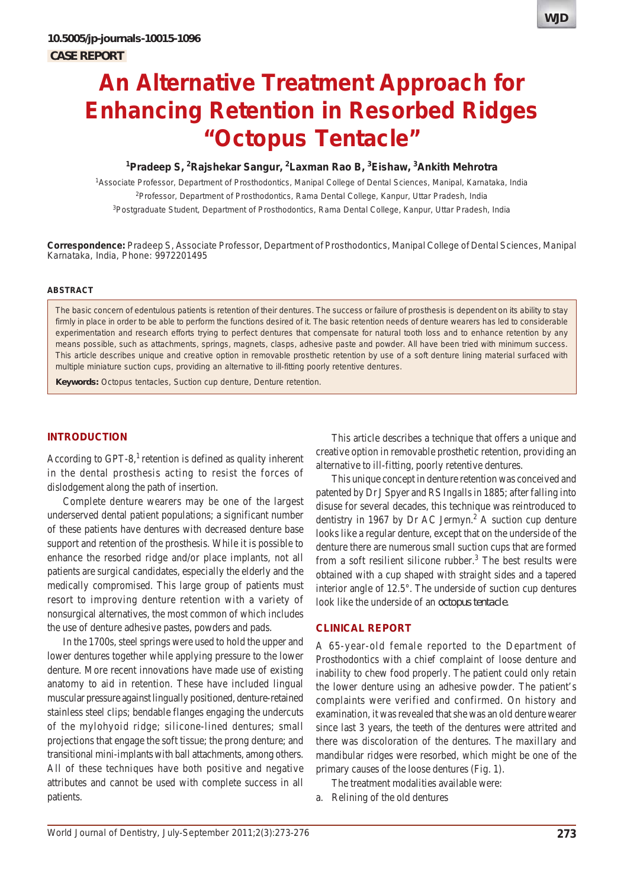10.5005/jp-journals-10015-1096

**CASE REPORT**

# An Alternative Treatment Approach for Enhancing Retention in Resorbed Ridges "Octopus Tentacle"

**[1]Pradeep S, [2]Rajshekar Sangur, [2]Laxman Rao B, [3]Eishaw, [3]Ankith Mehrotra**

[1]Associate Professor, Department of Prosthodontics, Manipal College of Dental Sciences, Manipal, Karnataka, India

[2]Professor, Department of Prosthodontics, Rama Dental College, Kanpur, Uttar Pradesh, India

[3]Postgraduate Student, Department of Prosthodontics, Rama Dental College, Kanpur, Uttar Pradesh, India

**Correspondence:** Pradeep S, Associate Professor, Department of Prosthodontics, Manipal College of Dental Sciences, Manipal Karnataka, India, Phone: 9972201495

## ABSTRACT

The basic concern of edentulous patients is retention of their dentures. The success or failure of prosthesis is dependent on its ability to stay firmly in place in order to be able to perform the functions desired of it. The basic retention needs of denture wearers has led to considerable experimentation and research efforts trying to perfect dentures that compensate for natural tooth loss and to enhance retention by any means possible, such as attachments, springs, magnets, clasps, adhesive paste and powder. All have been tried with minimum success. This article describes unique and creative option in removable prosthetic retention by use of a soft denture lining material surfaced with multiple miniature suction cups, providing an alternative to ill-fitting poorly retentive dentures.

**Keywords:** Octopus tentacles, Suction cup denture, Denture retention.

## INTRODUCTION

According to GPT-8,[1] retention is defined as quality inherent in the dental prosthesis acting to resist the forces of dislodgement along the path of insertion.

Complete denture wearers may be one of the largest underserved dental patient populations; a significant number of these patients have dentures with decreased denture base support and retention of the prosthesis. While it is possible to enhance the resorbed ridge and/or place implants, not all patients are surgical candidates, especially the elderly and the medically compromised. This large group of patients must resort to improving denture retention with a variety of nonsurgical alternatives, the most common of which includes the use of denture adhesive pastes, powders and pads.

In the 1700s, steel springs were used to hold the upper and lower dentures together while applying pressure to the lower denture. More recent innovations have made use of existing anatomy to aid in retention. These have included lingual muscular pressure against lingually positioned, denture-retained stainless steel clips; bendable flanges engaging the undercuts of the mylohyoid ridge; silicone-lined dentures; small projections that engage the soft tissue; the prong denture; and transitional mini-implants with ball attachments, among others. All of these techniques have both positive and negative attributes and cannot be used with complete success in all patients.

This article describes a technique that offers a unique and creative option in removable prosthetic retention, providing an alternative to ill-fitting, poorly retentive dentures.

This unique concept in denture retention was conceived and patented by Dr J Spyer and RS Ingalls in 1885; after falling into disuse for several decades, this technique was reintroduced to dentistry in 1967 by Dr AC Jermyn.[2] A suction cup denture looks like a regular denture, except that on the underside of the denture there are numerous small suction cups that are formed from a soft resilient silicone rubber.[3] The best results were obtained with a cup shaped with straight sides and a tapered interior angle of 12.5°. The underside of suction cup dentures look like the underside of an *octopus tentacle*.

## CLINICAL REPORT

A 65-year-old female reported to the Department of Prosthodontics with a chief complaint of loose denture and inability to chew food properly. The patient could only retain the lower denture using an adhesive powder. The patient's complaints were verified and confirmed. On history and examination, it was revealed that she was an old denture wearer since last 3 years, the teeth of the dentures were attrited and there was discoloration of the dentures. The maxillary and mandibular ridges were resorbed, which might be one of the primary causes of the loose dentures (Fig. 1).

The treatment modalities available were:

a. Relining of the old dentures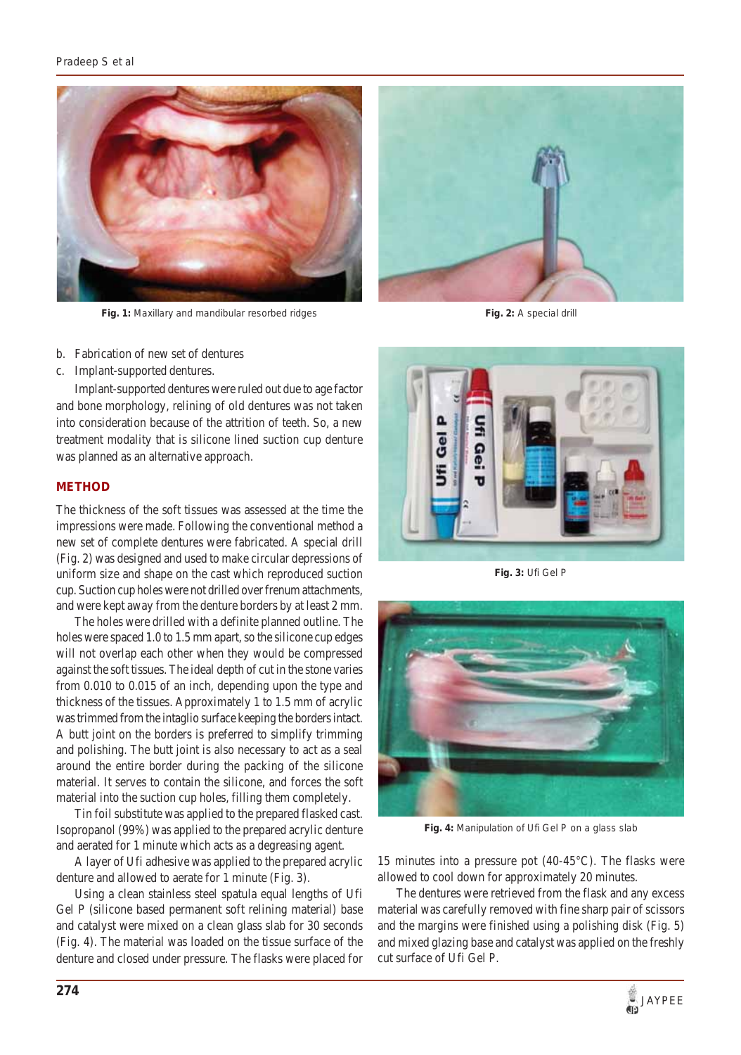Fig. 1: Maxillary and mandibular resorbed ridges

Fig. 2: A special drill

b. Fabrication of new set of dentures
c. Implant-supported dentures.

Implant-supported dentures were ruled out due to age factor and bone morphology, relining of old dentures was not taken into consideration because of the attrition of teeth. So, a new treatment modality that is silicone lined suction cup denture was planned as an alternative approach.

## METHOD

The thickness of the soft tissues was assessed at the time the impressions were made. Following the conventional method a new set of complete dentures were fabricated. A special drill (Fig. 2) was designed and used to make circular depressions of uniform size and shape on the cast which reproduced suction cup. Suction cup holes were not drilled over frenum attachments, and were kept away from the denture borders by at least 2 mm.

The holes were drilled with a definite planned outline. The holes were spaced 1.0 to 1.5 mm apart, so the silicone cup edges will not overlap each other when they would be compressed against the soft tissues. The ideal depth of cut in the stone varies from 0.010 to 0.015 of an inch, depending upon the type and thickness of the tissues. Approximately 1 to 1.5 mm of acrylic was trimmed from the intaglio surface keeping the borders intact. A butt joint on the borders is preferred to simplify trimming and polishing. The butt joint is also necessary to act as a seal around the entire border during the packing of the silicone material. It serves to contain the silicone, and forces the soft material into the suction cup holes, filling them completely.

Tin foil substitute was applied to the prepared flasked cast. Isopropanol (99%) was applied to the prepared acrylic denture and aerated for 1 minute which acts as a degreasing agent.

A layer of Ufi adhesive was applied to the prepared acrylic denture and allowed to aerate for 1 minute (Fig. 3).

Using a clean stainless steel spatula equal lengths of Ufi Gel P (silicone based permanent soft relining material) base and catalyst were mixed on a clean glass slab for 30 seconds (Fig. 4). The material was loaded on the tissue surface of the denture and closed under pressure. The flasks were placed for 15 minutes into a pressure pot (40-45°C). The flasks were allowed to cool down for approximately 20 minutes.

Fig. 3: Ufi Gel P

Fig. 4: Manipulation of Ufi Gel P on a glass slab

The dentures were retrieved from the flask and any excess material was carefully removed with fine sharp pair of scissors and the margins were finished using a polishing disk (Fig. 5) and mixed glazing base and catalyst was applied on the freshly cut surface of Ufi Gel P.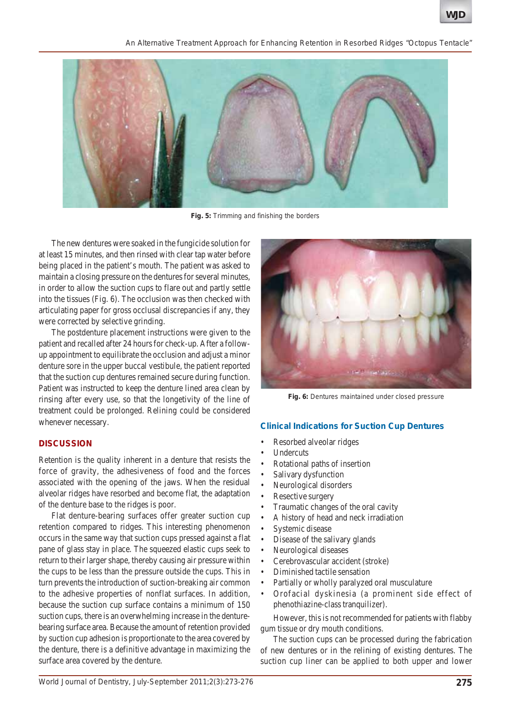Fig. 5: Trimming and finishing the borders

The new dentures were soaked in the fungicide solution for at least 15 minutes, and then rinsed with clear tap water before being placed in the patient's mouth. The patient was asked to maintain a closing pressure on the dentures for several minutes, in order to allow the suction cups to flare out and partly settle into the tissues (Fig. 6). The occlusion was then checked with articulating paper for gross occlusal discrepancies if any, they were corrected by selective grinding.

The postdenture placement instructions were given to the patient and recalled after 24 hours for check-up. After a follow-up appointment to equilibrate the occlusion and adjust a minor denture sore in the upper buccal vestibule, the patient reported that the suction cup dentures remained secure during function. Patient was instructed to keep the denture lined area clean by rinsing after every use, so that the longetivity of the line of treatment could be prolonged. Relining could be considered whenever necessary.

Fig. 6: Dentures maintained under closed pressure

## DISCUSSION

Retention is the quality inherent in a denture that resists the force of gravity, the adhesiveness of food and the forces associated with the opening of the jaws. When the residual alveolar ridges have resorbed and become flat, the adaptation of the denture base to the ridges is poor.

Flat denture-bearing surfaces offer greater suction cup retention compared to ridges. This interesting phenomenon occurs in the same way that suction cups pressed against a flat pane of glass stay in place. The squeezed elastic cups seek to return to their larger shape, thereby causing air pressure within the cups to be less than the pressure outside the cups. This in turn prevents the introduction of suction-breaking air common to the adhesive properties of nonflat surfaces. In addition, because the suction cup surface contains a minimum of 150 suction cups, there is an overwhelming increase in the denture-bearing surface area. Because the amount of retention provided by suction cup adhesion is proportionate to the area covered by the denture, there is a definitive advantage in maximizing the surface area covered by the denture.

### Clinical Indications for Suction Cup Dentures

- Resorbed alveolar ridges
- Undercuts
- Rotational paths of insertion
- Salivary dysfunction
- Neurological disorders
- Resective surgery
- Traumatic changes of the oral cavity
- A history of head and neck irradiation
- Systemic disease
- Disease of the salivary glands
- Neurological diseases
- Cerebrovascular accident (stroke)
- Diminished tactile sensation
- Partially or wholly paralyzed oral musculature
- Orofacial dyskinesia (a prominent side effect of phenothiazine-class tranquilizer).

However, this is not recommended for patients with flabby gum tissue or dry mouth conditions.

The suction cups can be processed during the fabrication of new dentures or in the relining of existing dentures. The suction cup liner can be applied to both upper and lower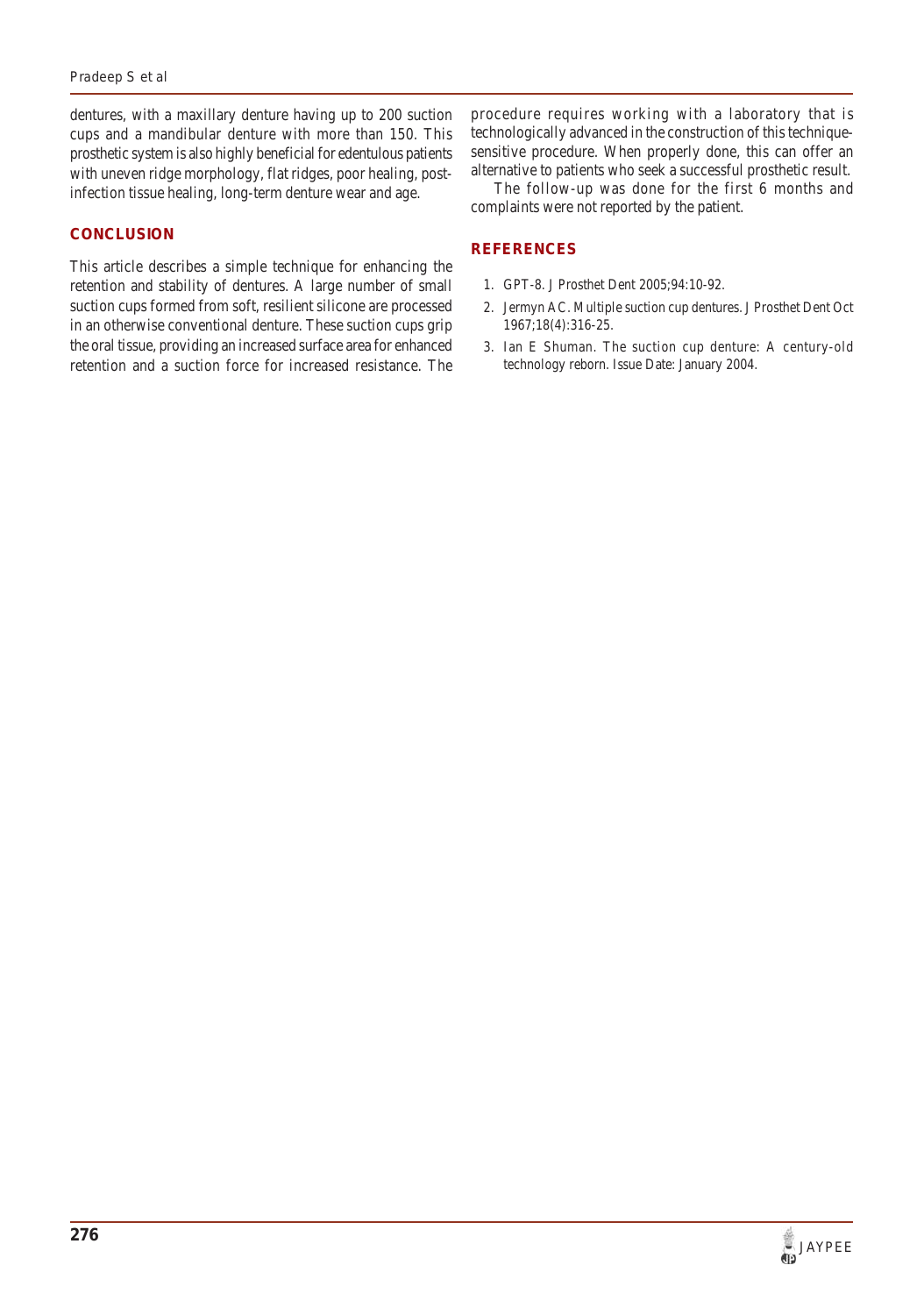dentures, with a maxillary denture having up to 200 suction cups and a mandibular denture with more than 150. This prosthetic system is also highly beneficial for edentulous patients with uneven ridge morphology, flat ridges, poor healing, post-infection tissue healing, long-term denture wear and age.

## CONCLUSION

This article describes a simple technique for enhancing the retention and stability of dentures. A large number of small suction cups formed from soft, resilient silicone are processed in an otherwise conventional denture. These suction cups grip the oral tissue, providing an increased surface area for enhanced retention and a suction force for increased resistance. The procedure requires working with a laboratory that is technologically advanced in the construction of this technique-sensitive procedure. When properly done, this can offer an alternative to patients who seek a successful prosthetic result.

The follow-up was done for the first 6 months and complaints were not reported by the patient.

## REFERENCES

1. GPT-8. J Prosthet Dent 2005;94:10-92.
2. Jermyn AC. Multiple suction cup dentures. J Prosthet Dent Oct 1967;18(4):316-25.
3. Ian E Shuman. The suction cup denture: A century-old technology reborn. Issue Date: January 2004.